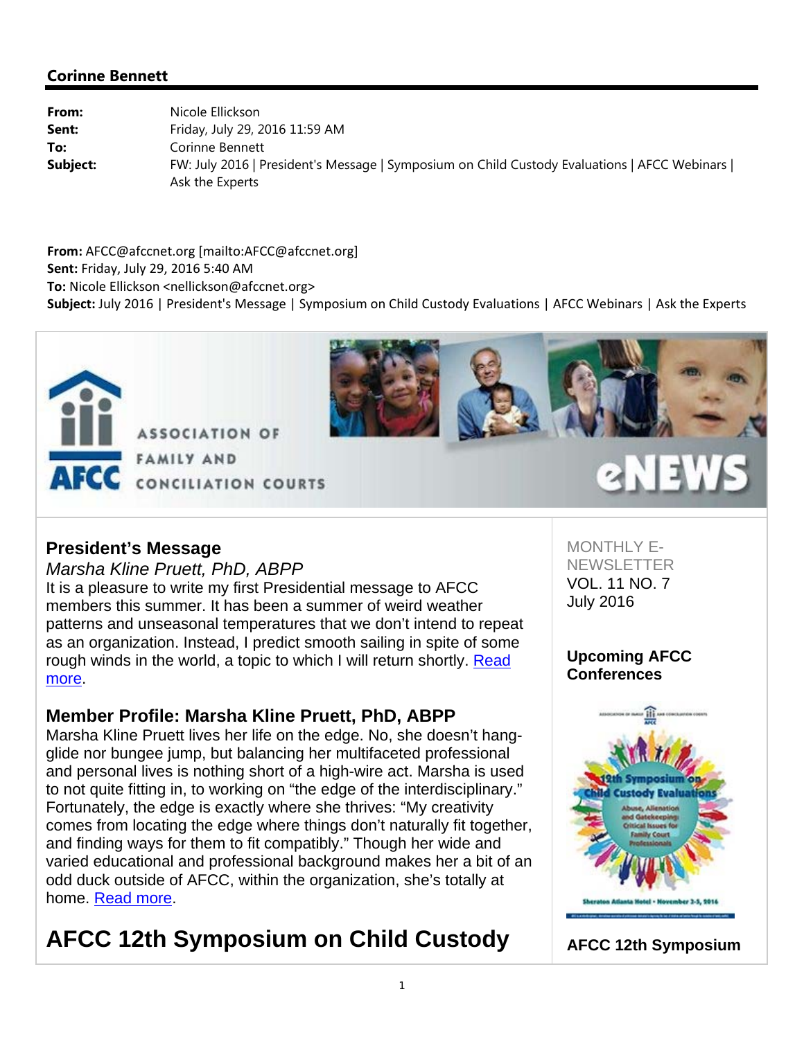**Corinne Bennett**

**From:** Nicole Ellickson
**Sent:** Friday, July 29, 2016 11:59 AM
**To:** Corinne Bennett
**Subject:** FW: July 2016 | President's Message | Symposium on Child Custody Evaluations | AFCC Webinars | Ask the Experts

**From:** AFCC@afccnet.org [mailto:AFCC@afccnet.org]
**Sent:** Friday, July 29, 2016 5:40 AM
**To:** Nicole Ellickson <nellickson@afccnet.org>
**Subject:** July 2016 | President's Message | Symposium on Child Custody Evaluations | AFCC Webinars | Ask the Experts

AFCC ASSOCIATION OF FAMILY AND CONCILIATION COURTS

eNEWS

MONTHLY E-NEWSLETTER
VOL. 11 NO. 7
July 2016

## President's Message

*Marsha Kline Pruett, PhD, ABPP*

It is a pleasure to write my first Presidential message to AFCC members this summer. It has been a summer of weird weather patterns and unseasonal temperatures that we don't intend to repeat as an organization. Instead, I predict smooth sailing in spite of some rough winds in the world, a topic to which I will return shortly. Read more.

## Member Profile: Marsha Kline Pruett, PhD, ABPP

Marsha Kline Pruett lives her life on the edge. No, she doesn't hang-glide nor bungee jump, but balancing her multifaceted professional and personal lives is nothing short of a high-wire act. Marsha is used to not quite fitting in, to working on "the edge of the interdisciplinary." Fortunately, the edge is exactly where she thrives: "My creativity comes from locating the edge where things don't naturally fit together, and finding ways for them to fit compatibly." Though her wide and varied educational and professional background makes her a bit of an odd duck outside of AFCC, within the organization, she's totally at home. Read more.

### Upcoming AFCC Conferences

12th Symposium on Child Custody Evaluations
Abuse, Alienation and Gatekeeping: Critical Issues for Family Court Professionals
Sheraton Atlanta Hotel • November 3-5, 2016

**AFCC 12th Symposium**

# AFCC 12th Symposium on Child Custody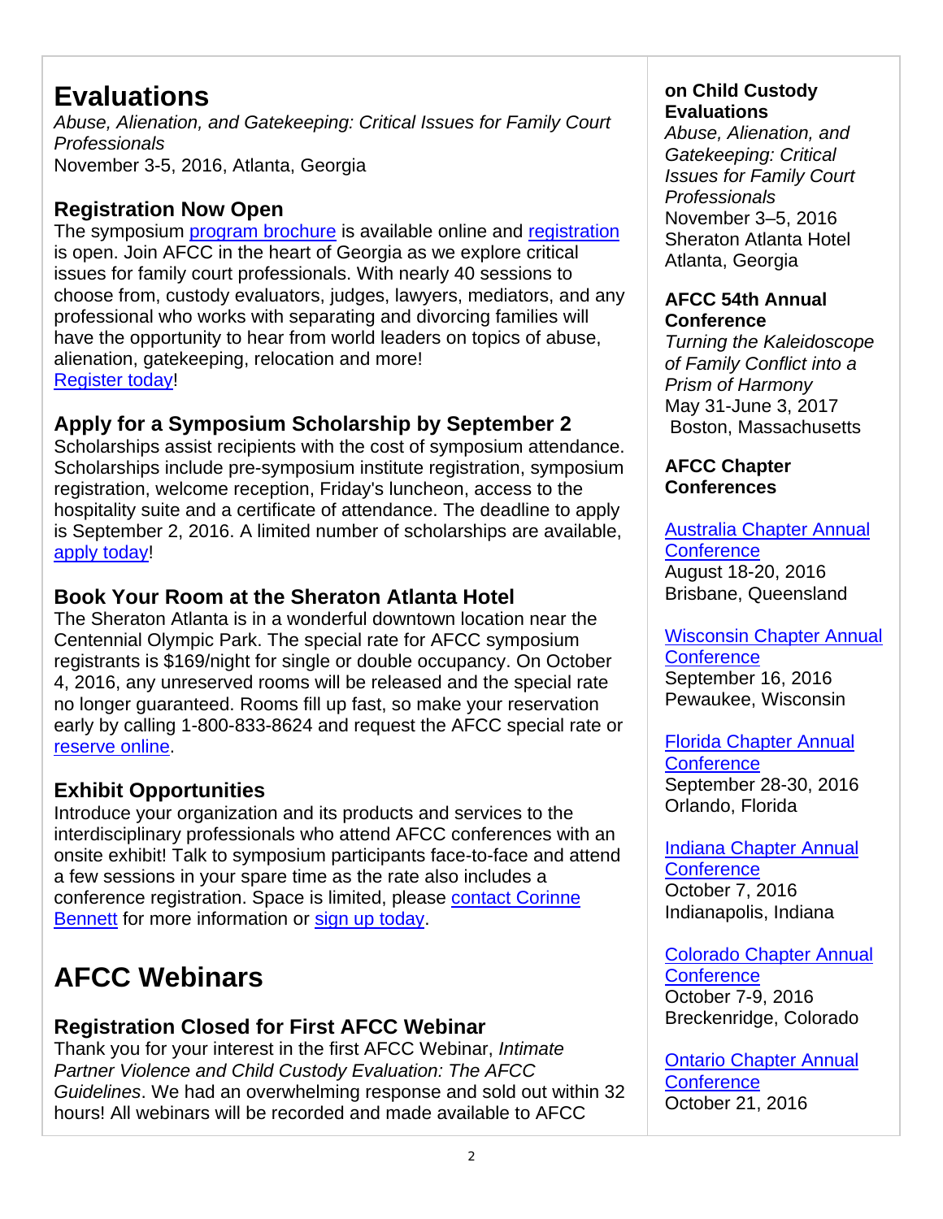# Evaluations

*Abuse, Alienation, and Gatekeeping: Critical Issues for Family Court Professionals*
November 3-5, 2016, Atlanta, Georgia

### Registration Now Open

The symposium program brochure is available online and registration is open. Join AFCC in the heart of Georgia as we explore critical issues for family court professionals. With nearly 40 sessions to choose from, custody evaluators, judges, lawyers, mediators, and any professional who works with separating and divorcing families will have the opportunity to hear from world leaders on topics of abuse, alienation, gatekeeping, relocation and more!
Register today!

### Apply for a Symposium Scholarship by September 2

Scholarships assist recipients with the cost of symposium attendance. Scholarships include pre-symposium institute registration, symposium registration, welcome reception, Friday's luncheon, access to the hospitality suite and a certificate of attendance. The deadline to apply is September 2, 2016. A limited number of scholarships are available, apply today!

### Book Your Room at the Sheraton Atlanta Hotel

The Sheraton Atlanta is in a wonderful downtown location near the Centennial Olympic Park. The special rate for AFCC symposium registrants is $169/night for single or double occupancy. On October 4, 2016, any unreserved rooms will be released and the special rate no longer guaranteed. Rooms fill up fast, so make your reservation early by calling 1-800-833-8624 and request the AFCC special rate or reserve online.

### Exhibit Opportunities

Introduce your organization and its products and services to the interdisciplinary professionals who attend AFCC conferences with an onsite exhibit! Talk to symposium participants face-to-face and attend a few sessions in your spare time as the rate also includes a conference registration. Space is limited, please contact Corinne Bennett for more information or sign up today.

# AFCC Webinars

### Registration Closed for First AFCC Webinar

Thank you for your interest in the first AFCC Webinar, *Intimate Partner Violence and Child Custody Evaluation: The AFCC Guidelines*. We had an overwhelming response and sold out within 32 hours! All webinars will be recorded and made available to AFCC

**on Child Custody Evaluations**
*Abuse, Alienation, and Gatekeeping: Critical Issues for Family Court Professionals*
November 3–5, 2016
Sheraton Atlanta Hotel
Atlanta, Georgia

**AFCC 54th Annual Conference**
*Turning the Kaleidoscope of Family Conflict into a Prism of Harmony*
May 31-June 3, 2017
Boston, Massachusetts

**AFCC Chapter Conferences**

Australia Chapter Annual Conference
August 18-20, 2016
Brisbane, Queensland

Wisconsin Chapter Annual Conference
September 16, 2016
Pewaukee, Wisconsin

Florida Chapter Annual Conference
September 28-30, 2016
Orlando, Florida

Indiana Chapter Annual Conference
October 7, 2016
Indianapolis, Indiana

Colorado Chapter Annual Conference
October 7-9, 2016
Breckenridge, Colorado

Ontario Chapter Annual Conference
October 21, 2016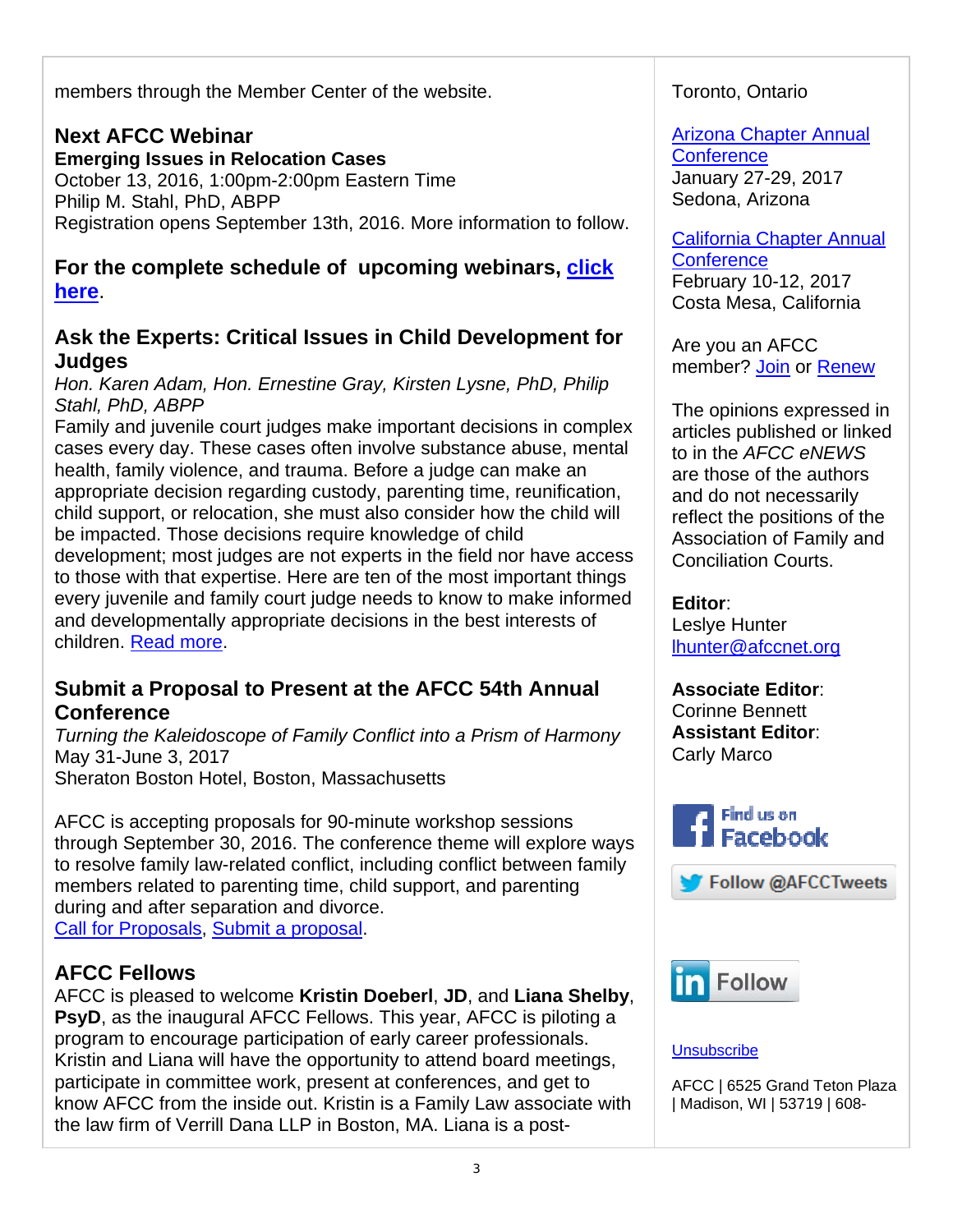members through the Member Center of the website.

### Next AFCC Webinar

**Emerging Issues in Relocation Cases**
October 13, 2016, 1:00pm-2:00pm Eastern Time
Philip M. Stahl, PhD, ABPP
Registration opens September 13th, 2016. More information to follow.

### For the complete schedule of upcoming webinars, click here.

### Ask the Experts: Critical Issues in Child Development for Judges

*Hon. Karen Adam, Hon. Ernestine Gray, Kirsten Lysne, PhD, Philip Stahl, PhD, ABPP*
Family and juvenile court judges make important decisions in complex cases every day. These cases often involve substance abuse, mental health, family violence, and trauma. Before a judge can make an appropriate decision regarding custody, parenting time, reunification, child support, or relocation, she must also consider how the child will be impacted. Those decisions require knowledge of child development; most judges are not experts in the field nor have access to those with that expertise. Here are ten of the most important things every juvenile and family court judge needs to know to make informed and developmentally appropriate decisions in the best interests of children. Read more.

### Submit a Proposal to Present at the AFCC 54th Annual Conference

*Turning the Kaleidoscope of Family Conflict into a Prism of Harmony*
May 31-June 3, 2017
Sheraton Boston Hotel, Boston, Massachusetts

AFCC is accepting proposals for 90-minute workshop sessions through September 30, 2016. The conference theme will explore ways to resolve family law-related conflict, including conflict between family members related to parenting time, child support, and parenting during and after separation and divorce.
Call for Proposals, Submit a proposal.

### AFCC Fellows

AFCC is pleased to welcome **Kristin Doeberl**, **JD**, and **Liana Shelby**, **PsyD**, as the inaugural AFCC Fellows. This year, AFCC is piloting a program to encourage participation of early career professionals. Kristin and Liana will have the opportunity to attend board meetings, participate in committee work, present at conferences, and get to know AFCC from the inside out. Kristin is a Family Law associate with the law firm of Verrill Dana LLP in Boston, MA. Liana is a post-

Toronto, Ontario

Arizona Chapter Annual Conference
January 27-29, 2017
Sedona, Arizona

California Chapter Annual Conference
February 10-12, 2017
Costa Mesa, California

Are you an AFCC member? Join or Renew

The opinions expressed in articles published or linked to in the *AFCC eNEWS* are those of the authors and do not necessarily reflect the positions of the Association of Family and Conciliation Courts.

**Editor**:
Leslye Hunter
lhunter@afccnet.org

**Associate Editor**:
Corinne Bennett
**Assistant Editor**:
Carly Marco

Find us on Facebook

Follow @AFCCTweets

Follow

Unsubscribe

AFCC | 6525 Grand Teton Plaza | Madison, WI | 53719 | 608-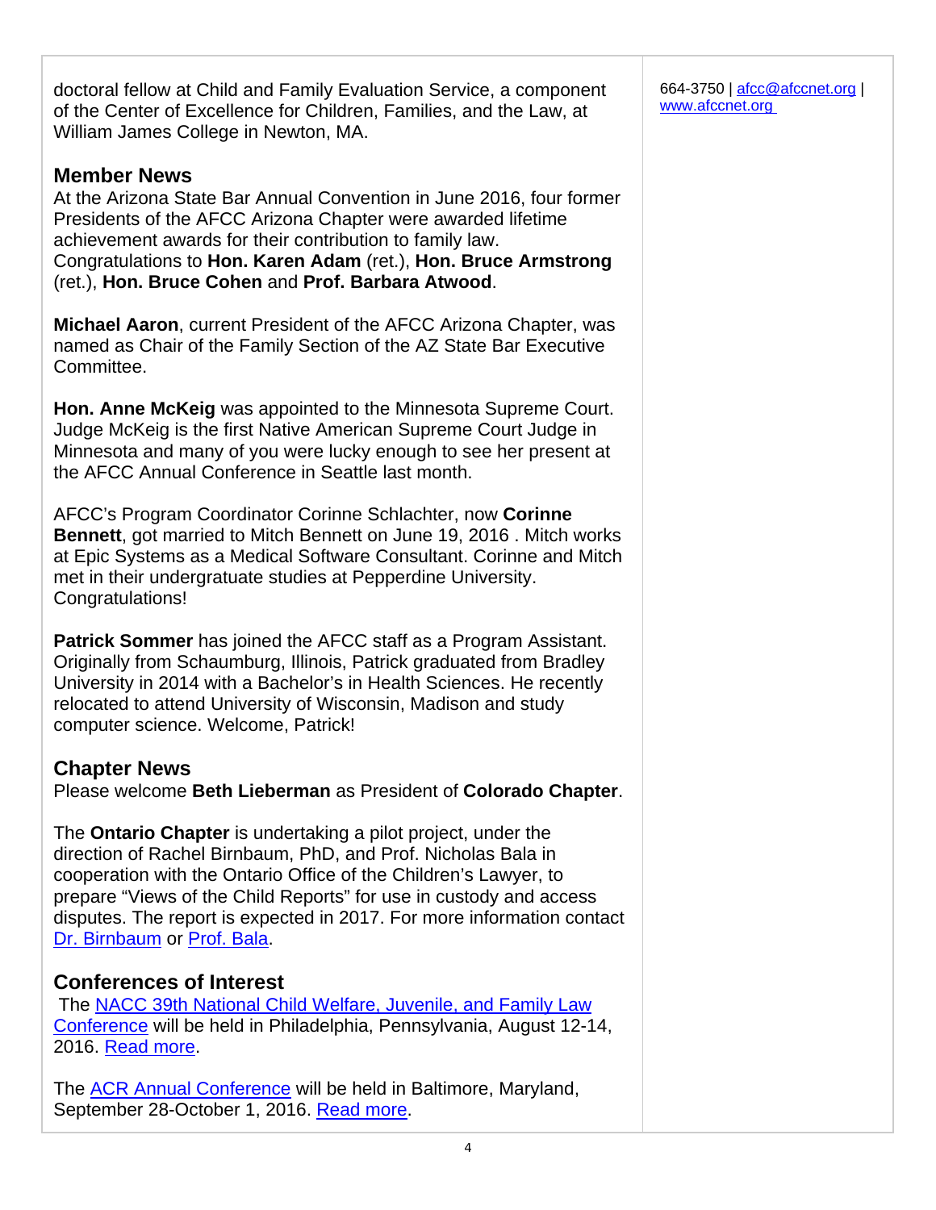doctoral fellow at Child and Family Evaluation Service, a component of the Center of Excellence for Children, Families, and the Law, at William James College in Newton, MA.

## Member News

At the Arizona State Bar Annual Convention in June 2016, four former Presidents of the AFCC Arizona Chapter were awarded lifetime achievement awards for their contribution to family law. Congratulations to **Hon. Karen Adam** (ret.), **Hon. Bruce Armstrong** (ret.), **Hon. Bruce Cohen** and **Prof. Barbara Atwood**.

**Michael Aaron**, current President of the AFCC Arizona Chapter, was named as Chair of the Family Section of the AZ State Bar Executive Committee.

**Hon. Anne McKeig** was appointed to the Minnesota Supreme Court. Judge McKeig is the first Native American Supreme Court Judge in Minnesota and many of you were lucky enough to see her present at the AFCC Annual Conference in Seattle last month.

AFCC's Program Coordinator Corinne Schlachter, now **Corinne Bennett**, got married to Mitch Bennett on June 19, 2016 . Mitch works at Epic Systems as a Medical Software Consultant. Corinne and Mitch met in their undergratuate studies at Pepperdine University. Congratulations!

**Patrick Sommer** has joined the AFCC staff as a Program Assistant. Originally from Schaumburg, Illinois, Patrick graduated from Bradley University in 2014 with a Bachelor's in Health Sciences. He recently relocated to attend University of Wisconsin, Madison and study computer science. Welcome, Patrick!

## Chapter News

Please welcome **Beth Lieberman** as President of **Colorado Chapter**.

The **Ontario Chapter** is undertaking a pilot project, under the direction of Rachel Birnbaum, PhD, and Prof. Nicholas Bala in cooperation with the Ontario Office of the Children's Lawyer, to prepare "Views of the Child Reports" for use in custody and access disputes. The report is expected in 2017. For more information contact Dr. Birnbaum or Prof. Bala.

## Conferences of Interest

The NACC 39th National Child Welfare, Juvenile, and Family Law Conference will be held in Philadelphia, Pennsylvania, August 12-14, 2016. Read more.

The ACR Annual Conference will be held in Baltimore, Maryland, September 28-October 1, 2016. Read more.

664-3750 | afcc@afccnet.org | www.afccnet.org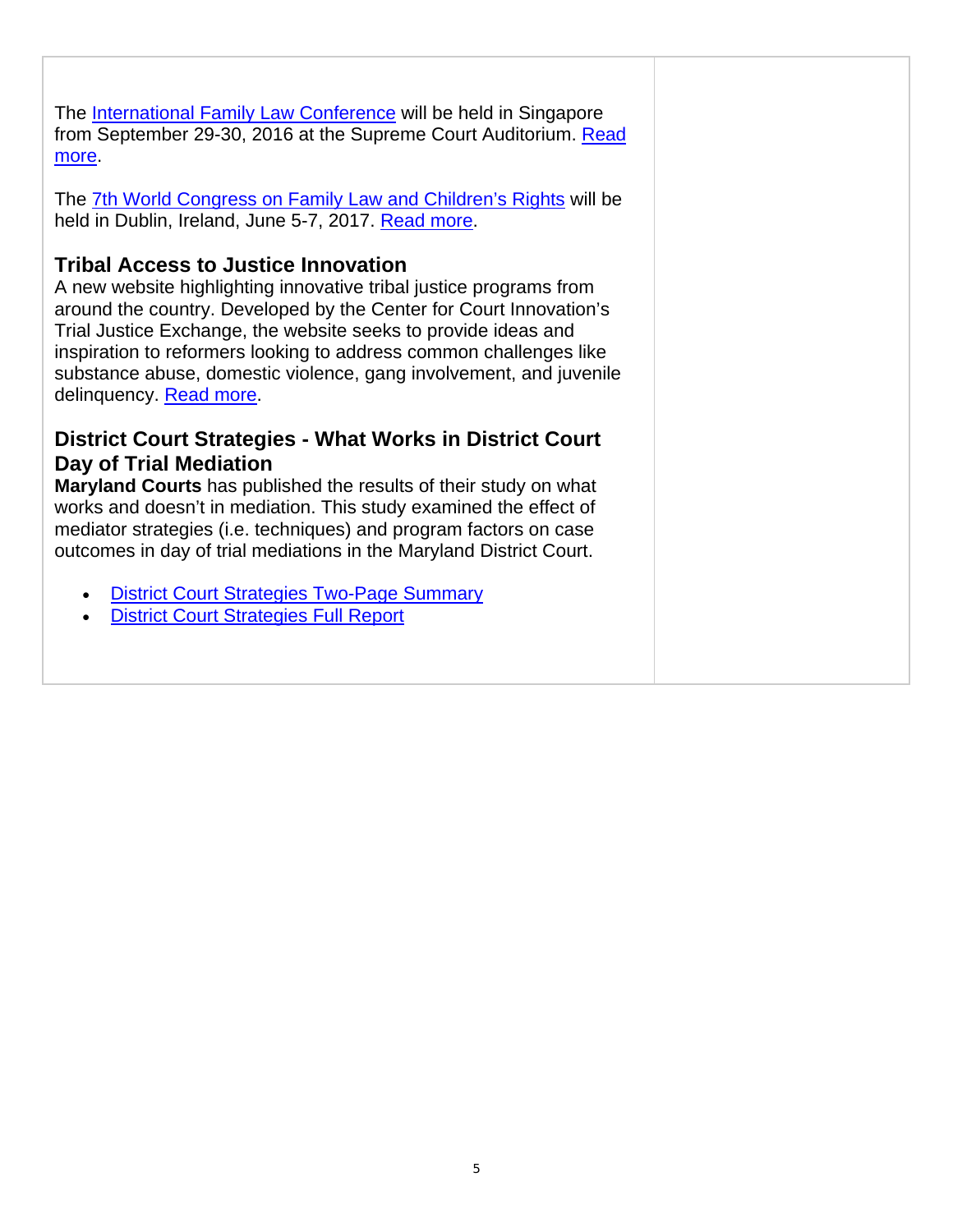The International Family Law Conference will be held in Singapore from September 29-30, 2016 at the Supreme Court Auditorium. Read more.

The 7th World Congress on Family Law and Children's Rights will be held in Dublin, Ireland, June 5-7, 2017. Read more.

### Tribal Access to Justice Innovation

A new website highlighting innovative tribal justice programs from around the country. Developed by the Center for Court Innovation's Trial Justice Exchange, the website seeks to provide ideas and inspiration to reformers looking to address common challenges like substance abuse, domestic violence, gang involvement, and juvenile delinquency. Read more.

### District Court Strategies - What Works in District Court Day of Trial Mediation

**Maryland Courts** has published the results of their study on what works and doesn't in mediation. This study examined the effect of mediator strategies (i.e. techniques) and program factors on case outcomes in day of trial mediations in the Maryland District Court.

- District Court Strategies Two-Page Summary
- District Court Strategies Full Report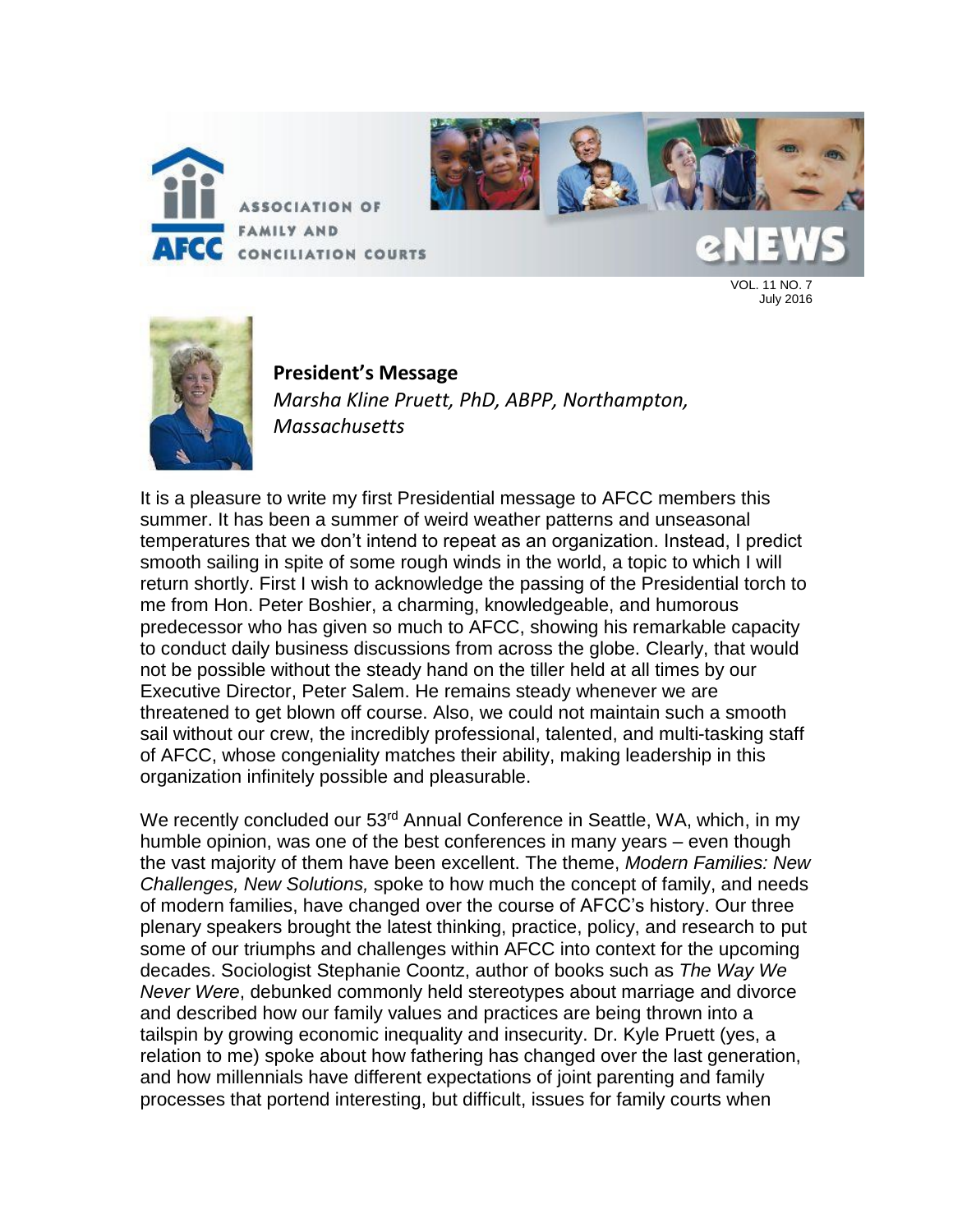ASSOCIATION OF FAMILY AND CONCILIATION COURTS

eNEWS

VOL. 11 NO. 7
July 2016

## President's Message

*Marsha Kline Pruett, PhD, ABPP, Northampton, Massachusetts*

It is a pleasure to write my first Presidential message to AFCC members this summer. It has been a summer of weird weather patterns and unseasonal temperatures that we don't intend to repeat as an organization. Instead, I predict smooth sailing in spite of some rough winds in the world, a topic to which I will return shortly. First I wish to acknowledge the passing of the Presidential torch to me from Hon. Peter Boshier, a charming, knowledgeable, and humorous predecessor who has given so much to AFCC, showing his remarkable capacity to conduct daily business discussions from across the globe. Clearly, that would not be possible without the steady hand on the tiller held at all times by our Executive Director, Peter Salem. He remains steady whenever we are threatened to get blown off course. Also, we could not maintain such a smooth sail without our crew, the incredibly professional, talented, and multi-tasking staff of AFCC, whose congeniality matches their ability, making leadership in this organization infinitely possible and pleasurable.

We recently concluded our 53rd Annual Conference in Seattle, WA, which, in my humble opinion, was one of the best conferences in many years – even though the vast majority of them have been excellent. The theme, *Modern Families: New Challenges, New Solutions,* spoke to how much the concept of family, and needs of modern families, have changed over the course of AFCC's history. Our three plenary speakers brought the latest thinking, practice, policy, and research to put some of our triumphs and challenges within AFCC into context for the upcoming decades. Sociologist Stephanie Coontz, author of books such as *The Way We Never Were*, debunked commonly held stereotypes about marriage and divorce and described how our family values and practices are being thrown into a tailspin by growing economic inequality and insecurity. Dr. Kyle Pruett (yes, a relation to me) spoke about how fathering has changed over the last generation, and how millennials have different expectations of joint parenting and family processes that portend interesting, but difficult, issues for family courts when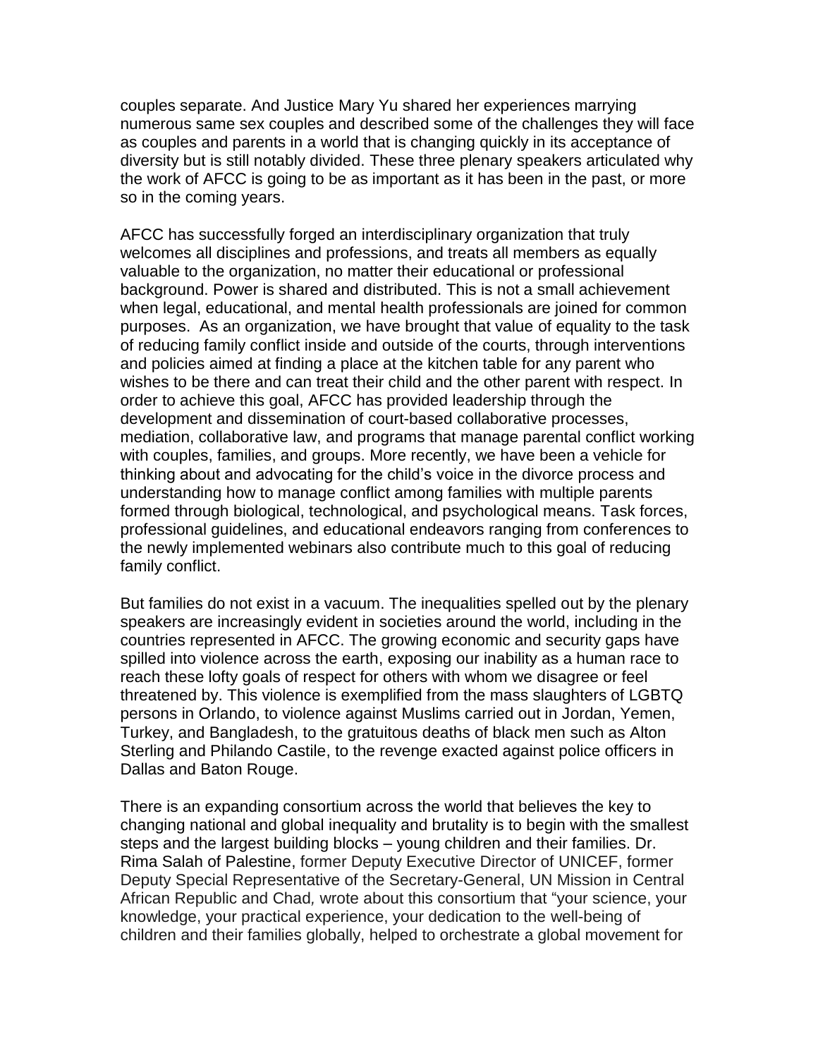couples separate. And Justice Mary Yu shared her experiences marrying numerous same sex couples and described some of the challenges they will face as couples and parents in a world that is changing quickly in its acceptance of diversity but is still notably divided. These three plenary speakers articulated why the work of AFCC is going to be as important as it has been in the past, or more so in the coming years.

AFCC has successfully forged an interdisciplinary organization that truly welcomes all disciplines and professions, and treats all members as equally valuable to the organization, no matter their educational or professional background. Power is shared and distributed. This is not a small achievement when legal, educational, and mental health professionals are joined for common purposes. As an organization, we have brought that value of equality to the task of reducing family conflict inside and outside of the courts, through interventions and policies aimed at finding a place at the kitchen table for any parent who wishes to be there and can treat their child and the other parent with respect. In order to achieve this goal, AFCC has provided leadership through the development and dissemination of court-based collaborative processes, mediation, collaborative law, and programs that manage parental conflict working with couples, families, and groups. More recently, we have been a vehicle for thinking about and advocating for the child's voice in the divorce process and understanding how to manage conflict among families with multiple parents formed through biological, technological, and psychological means. Task forces, professional guidelines, and educational endeavors ranging from conferences to the newly implemented webinars also contribute much to this goal of reducing family conflict.

But families do not exist in a vacuum. The inequalities spelled out by the plenary speakers are increasingly evident in societies around the world, including in the countries represented in AFCC. The growing economic and security gaps have spilled into violence across the earth, exposing our inability as a human race to reach these lofty goals of respect for others with whom we disagree or feel threatened by. This violence is exemplified from the mass slaughters of LGBTQ persons in Orlando, to violence against Muslims carried out in Jordan, Yemen, Turkey, and Bangladesh, to the gratuitous deaths of black men such as Alton Sterling and Philando Castile, to the revenge exacted against police officers in Dallas and Baton Rouge.

There is an expanding consortium across the world that believes the key to changing national and global inequality and brutality is to begin with the smallest steps and the largest building blocks – young children and their families. Dr. Rima Salah of Palestine, former Deputy Executive Director of UNICEF, former Deputy Special Representative of the Secretary-General, UN Mission in Central African Republic and Chad, wrote about this consortium that "your science, your knowledge, your practical experience, your dedication to the well-being of children and their families globally, helped to orchestrate a global movement for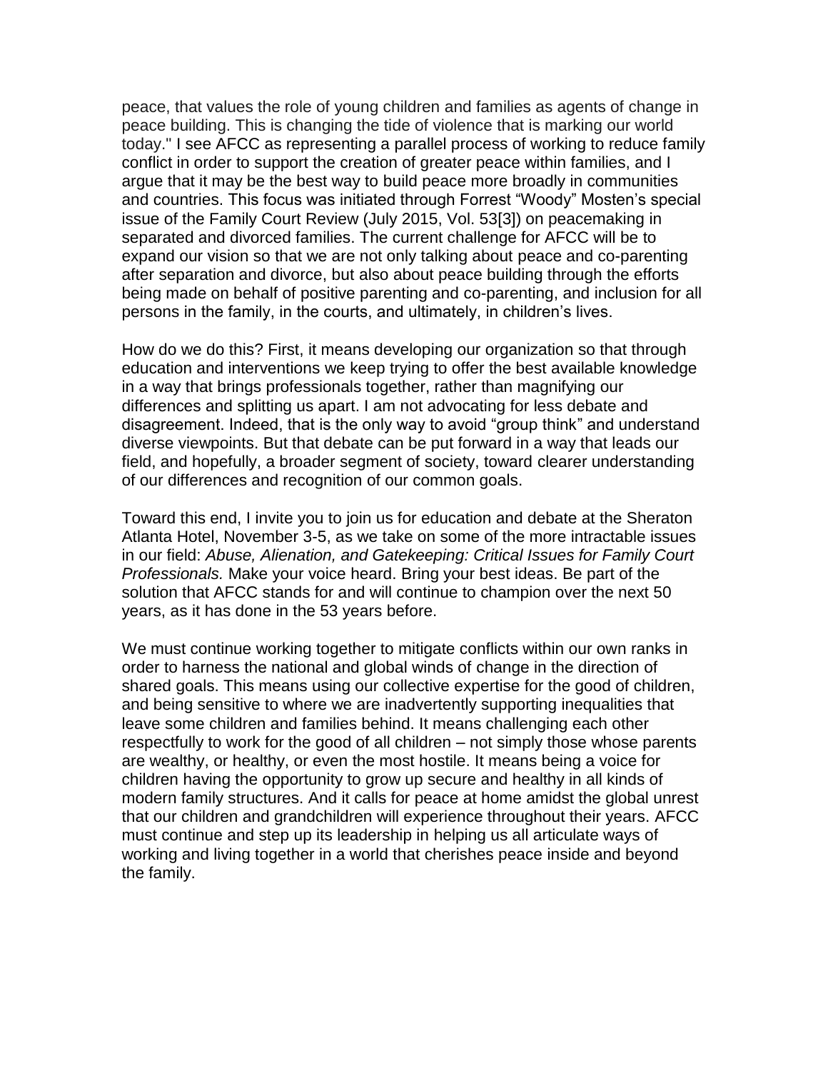peace, that values the role of young children and families as agents of change in peace building. This is changing the tide of violence that is marking our world today." I see AFCC as representing a parallel process of working to reduce family conflict in order to support the creation of greater peace within families, and I argue that it may be the best way to build peace more broadly in communities and countries. This focus was initiated through Forrest “Woody” Mosten’s special issue of the Family Court Review (July 2015, Vol. 53[3]) on peacemaking in separated and divorced families. The current challenge for AFCC will be to expand our vision so that we are not only talking about peace and co-parenting after separation and divorce, but also about peace building through the efforts being made on behalf of positive parenting and co-parenting, and inclusion for all persons in the family, in the courts, and ultimately, in children’s lives.

How do we do this? First, it means developing our organization so that through education and interventions we keep trying to offer the best available knowledge in a way that brings professionals together, rather than magnifying our differences and splitting us apart. I am not advocating for less debate and disagreement. Indeed, that is the only way to avoid “group think” and understand diverse viewpoints. But that debate can be put forward in a way that leads our field, and hopefully, a broader segment of society, toward clearer understanding of our differences and recognition of our common goals.

Toward this end, I invite you to join us for education and debate at the Sheraton Atlanta Hotel, November 3-5, as we take on some of the more intractable issues in our field: *Abuse, Alienation, and Gatekeeping: Critical Issues for Family Court Professionals.* Make your voice heard. Bring your best ideas. Be part of the solution that AFCC stands for and will continue to champion over the next 50 years, as it has done in the 53 years before.

We must continue working together to mitigate conflicts within our own ranks in order to harness the national and global winds of change in the direction of shared goals. This means using our collective expertise for the good of children, and being sensitive to where we are inadvertently supporting inequalities that leave some children and families behind. It means challenging each other respectfully to work for the good of all children – not simply those whose parents are wealthy, or healthy, or even the most hostile. It means being a voice for children having the opportunity to grow up secure and healthy in all kinds of modern family structures. And it calls for peace at home amidst the global unrest that our children and grandchildren will experience throughout their years. AFCC must continue and step up its leadership in helping us all articulate ways of working and living together in a world that cherishes peace inside and beyond the family.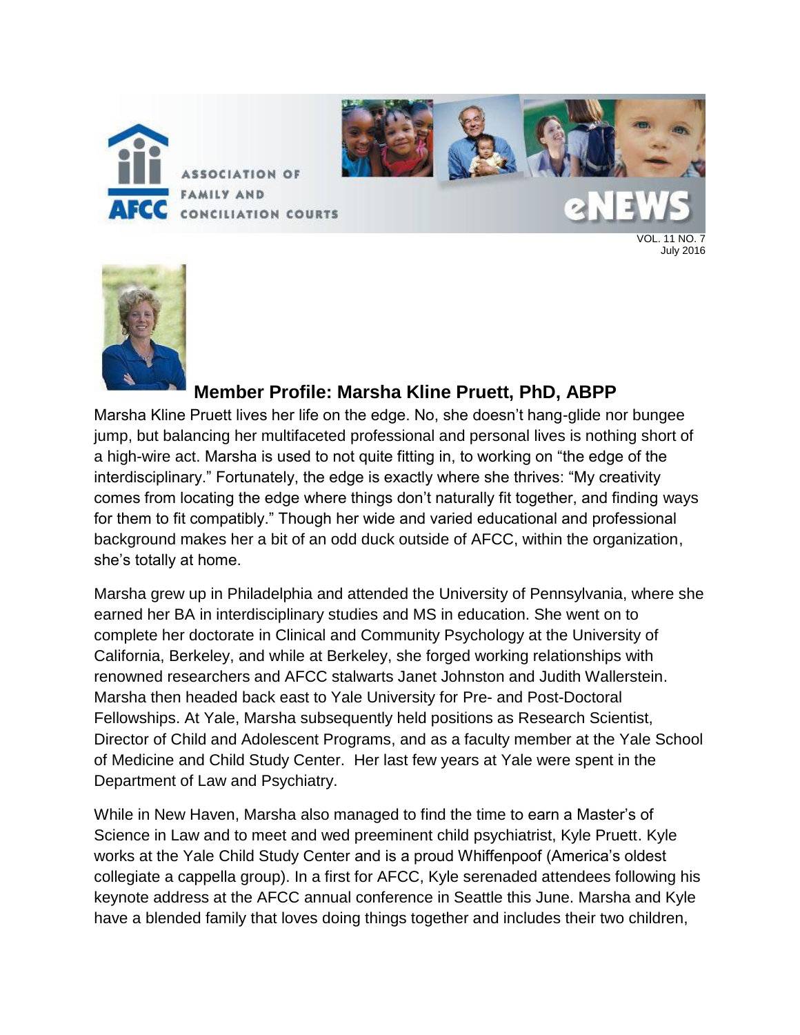# Member Profile: Marsha Kline Pruett, PhD, ABPP

Marsha Kline Pruett lives her life on the edge. No, she doesn't hang-glide nor bungee jump, but balancing her multifaceted professional and personal lives is nothing short of a high-wire act. Marsha is used to not quite fitting in, to working on "the edge of the interdisciplinary." Fortunately, the edge is exactly where she thrives: "My creativity comes from locating the edge where things don't naturally fit together, and finding ways for them to fit compatibly." Though her wide and varied educational and professional background makes her a bit of an odd duck outside of AFCC, within the organization, she's totally at home.

Marsha grew up in Philadelphia and attended the University of Pennsylvania, where she earned her BA in interdisciplinary studies and MS in education. She went on to complete her doctorate in Clinical and Community Psychology at the University of California, Berkeley, and while at Berkeley, she forged working relationships with renowned researchers and AFCC stalwarts Janet Johnston and Judith Wallerstein. Marsha then headed back east to Yale University for Pre- and Post-Doctoral Fellowships. At Yale, Marsha subsequently held positions as Research Scientist, Director of Child and Adolescent Programs, and as a faculty member at the Yale School of Medicine and Child Study Center. Her last few years at Yale were spent in the Department of Law and Psychiatry.

While in New Haven, Marsha also managed to find the time to earn a Master's of Science in Law and to meet and wed preeminent child psychiatrist, Kyle Pruett. Kyle works at the Yale Child Study Center and is a proud Whiffenpoof (America's oldest collegiate a cappella group). In a first for AFCC, Kyle serenaded attendees following his keynote address at the AFCC annual conference in Seattle this June. Marsha and Kyle have a blended family that loves doing things together and includes their two children,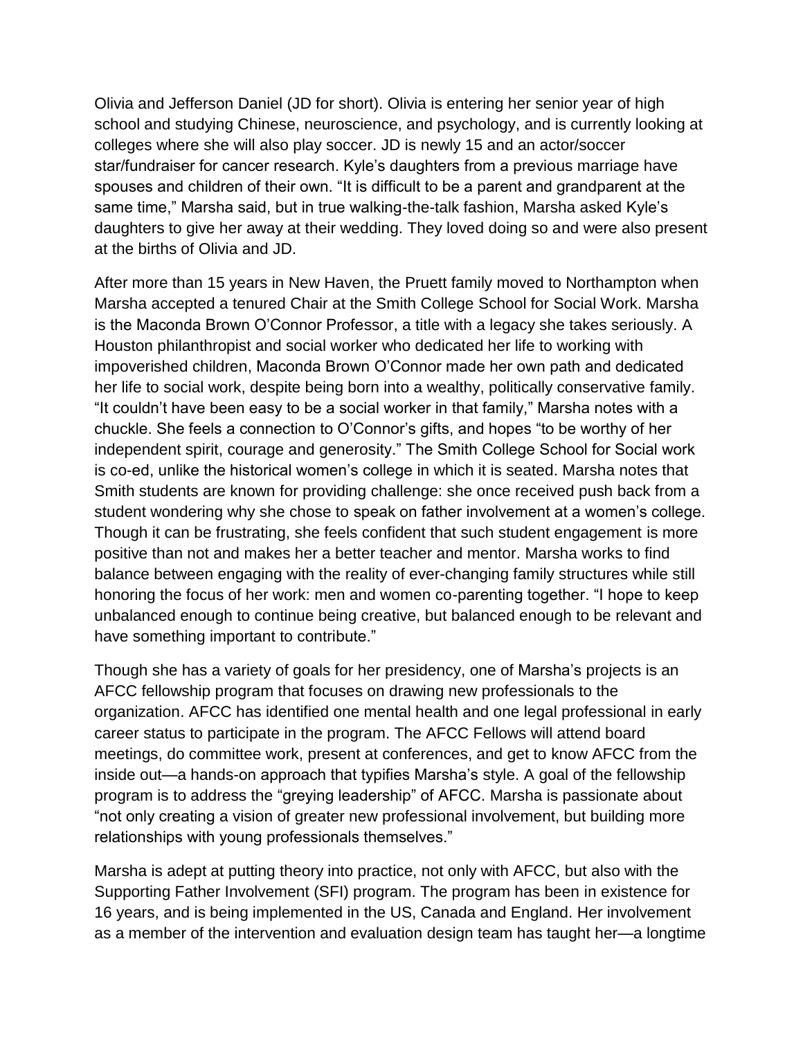Olivia and Jefferson Daniel (JD for short). Olivia is entering her senior year of high school and studying Chinese, neuroscience, and psychology, and is currently looking at colleges where she will also play soccer. JD is newly 15 and an actor/soccer star/fundraiser for cancer research. Kyle's daughters from a previous marriage have spouses and children of their own. "It is difficult to be a parent and grandparent at the same time," Marsha said, but in true walking-the-talk fashion, Marsha asked Kyle's daughters to give her away at their wedding. They loved doing so and were also present at the births of Olivia and JD.

After more than 15 years in New Haven, the Pruett family moved to Northampton when Marsha accepted a tenured Chair at the Smith College School for Social Work. Marsha is the Maconda Brown O'Connor Professor, a title with a legacy she takes seriously. A Houston philanthropist and social worker who dedicated her life to working with impoverished children, Maconda Brown O'Connor made her own path and dedicated her life to social work, despite being born into a wealthy, politically conservative family. "It couldn't have been easy to be a social worker in that family," Marsha notes with a chuckle. She feels a connection to O'Connor's gifts, and hopes "to be worthy of her independent spirit, courage and generosity." The Smith College School for Social work is co-ed, unlike the historical women's college in which it is seated. Marsha notes that Smith students are known for providing challenge: she once received push back from a student wondering why she chose to speak on father involvement at a women's college. Though it can be frustrating, she feels confident that such student engagement is more positive than not and makes her a better teacher and mentor. Marsha works to find balance between engaging with the reality of ever-changing family structures while still honoring the focus of her work: men and women co-parenting together. "I hope to keep unbalanced enough to continue being creative, but balanced enough to be relevant and have something important to contribute."

Though she has a variety of goals for her presidency, one of Marsha's projects is an AFCC fellowship program that focuses on drawing new professionals to the organization. AFCC has identified one mental health and one legal professional in early career status to participate in the program. The AFCC Fellows will attend board meetings, do committee work, present at conferences, and get to know AFCC from the inside out—a hands-on approach that typifies Marsha's style. A goal of the fellowship program is to address the "greying leadership" of AFCC. Marsha is passionate about "not only creating a vision of greater new professional involvement, but building more relationships with young professionals themselves."

Marsha is adept at putting theory into practice, not only with AFCC, but also with the Supporting Father Involvement (SFI) program. The program has been in existence for 16 years, and is being implemented in the US, Canada and England. Her involvement as a member of the intervention and evaluation design team has taught her—a longtime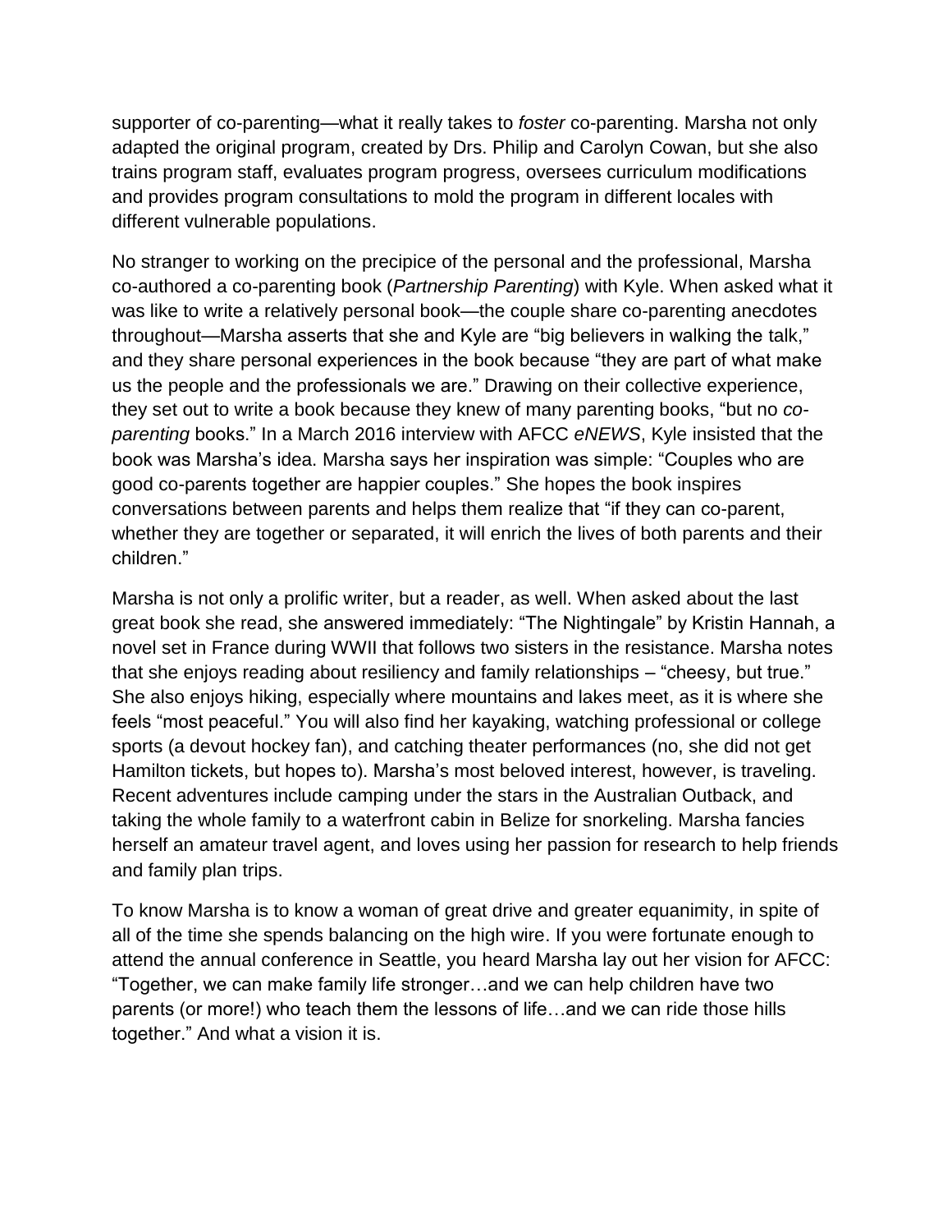supporter of co-parenting—what it really takes to *foster* co-parenting. Marsha not only adapted the original program, created by Drs. Philip and Carolyn Cowan, but she also trains program staff, evaluates program progress, oversees curriculum modifications and provides program consultations to mold the program in different locales with different vulnerable populations.

No stranger to working on the precipice of the personal and the professional, Marsha co-authored a co-parenting book (*Partnership Parenting*) with Kyle. When asked what it was like to write a relatively personal book—the couple share co-parenting anecdotes throughout—Marsha asserts that she and Kyle are "big believers in walking the talk," and they share personal experiences in the book because "they are part of what make us the people and the professionals we are." Drawing on their collective experience, they set out to write a book because they knew of many parenting books, "but no *co-parenting* books." In a March 2016 interview with AFCC *eNEWS*, Kyle insisted that the book was Marsha's idea. Marsha says her inspiration was simple: "Couples who are good co-parents together are happier couples." She hopes the book inspires conversations between parents and helps them realize that "if they can co-parent, whether they are together or separated, it will enrich the lives of both parents and their children."

Marsha is not only a prolific writer, but a reader, as well. When asked about the last great book she read, she answered immediately: "The Nightingale" by Kristin Hannah, a novel set in France during WWII that follows two sisters in the resistance. Marsha notes that she enjoys reading about resiliency and family relationships – "cheesy, but true." She also enjoys hiking, especially where mountains and lakes meet, as it is where she feels "most peaceful." You will also find her kayaking, watching professional or college sports (a devout hockey fan), and catching theater performances (no, she did not get Hamilton tickets, but hopes to). Marsha's most beloved interest, however, is traveling. Recent adventures include camping under the stars in the Australian Outback, and taking the whole family to a waterfront cabin in Belize for snorkeling. Marsha fancies herself an amateur travel agent, and loves using her passion for research to help friends and family plan trips.

To know Marsha is to know a woman of great drive and greater equanimity, in spite of all of the time she spends balancing on the high wire. If you were fortunate enough to attend the annual conference in Seattle, you heard Marsha lay out her vision for AFCC: "Together, we can make family life stronger…and we can help children have two parents (or more!) who teach them the lessons of life…and we can ride those hills together." And what a vision it is.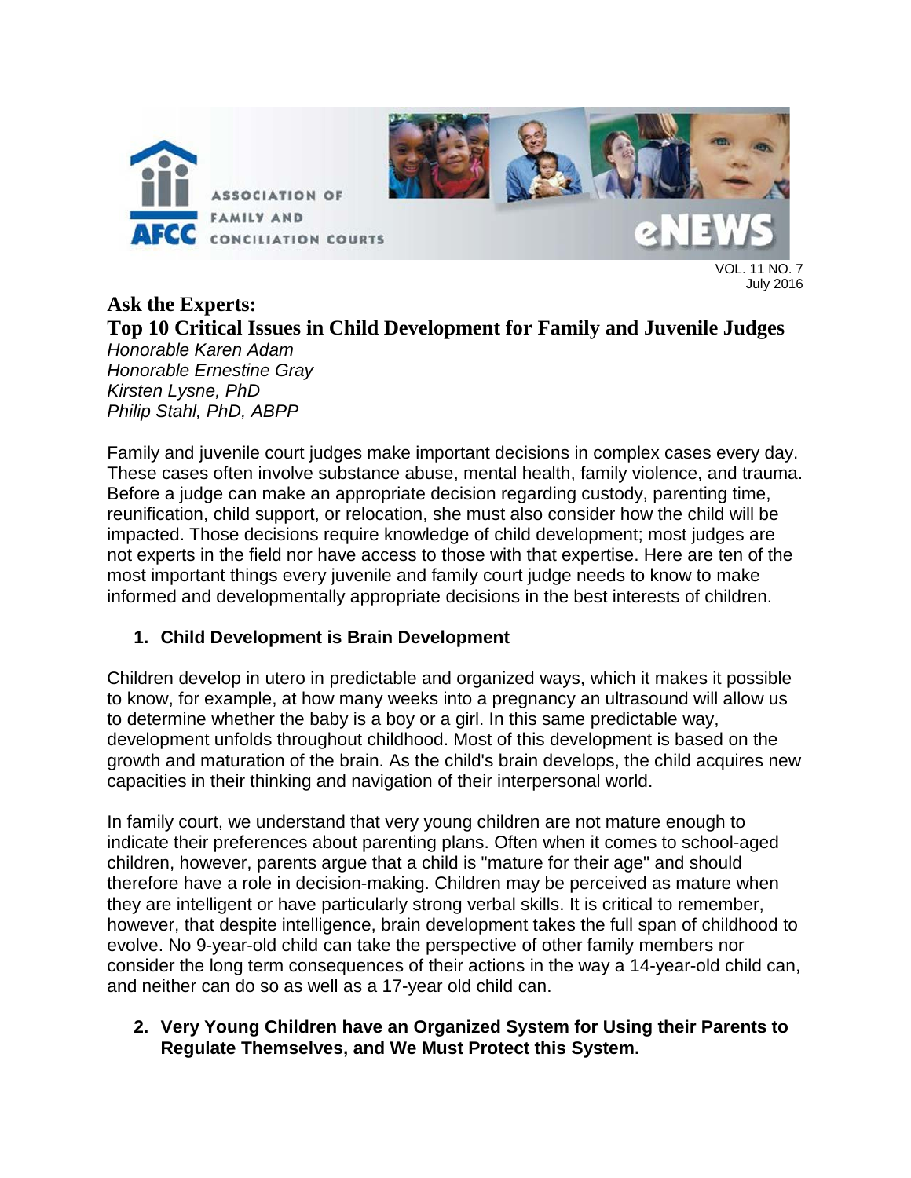VOL. 11 NO. 7
July 2016

## Ask the Experts:
## Top 10 Critical Issues in Child Development for Family and Juvenile Judges

*Honorable Karen Adam*
*Honorable Ernestine Gray*
*Kirsten Lysne, PhD*
*Philip Stahl, PhD, ABPP*

Family and juvenile court judges make important decisions in complex cases every day. These cases often involve substance abuse, mental health, family violence, and trauma. Before a judge can make an appropriate decision regarding custody, parenting time, reunification, child support, or relocation, she must also consider how the child will be impacted. Those decisions require knowledge of child development; most judges are not experts in the field nor have access to those with that expertise. Here are ten of the most important things every juvenile and family court judge needs to know to make informed and developmentally appropriate decisions in the best interests of children.

1. **Child Development is Brain Development**

Children develop in utero in predictable and organized ways, which it makes it possible to know, for example, at how many weeks into a pregnancy an ultrasound will allow us to determine whether the baby is a boy or a girl. In this same predictable way, development unfolds throughout childhood. Most of this development is based on the growth and maturation of the brain. As the child's brain develops, the child acquires new capacities in their thinking and navigation of their interpersonal world.

In family court, we understand that very young children are not mature enough to indicate their preferences about parenting plans. Often when it comes to school-aged children, however, parents argue that a child is "mature for their age" and should therefore have a role in decision-making. Children may be perceived as mature when they are intelligent or have particularly strong verbal skills. It is critical to remember, however, that despite intelligence, brain development takes the full span of childhood to evolve. No 9-year-old child can take the perspective of other family members nor consider the long term consequences of their actions in the way a 14-year-old child can, and neither can do so as well as a 17-year old child can.

2. **Very Young Children have an Organized System for Using their Parents to Regulate Themselves, and We Must Protect this System.**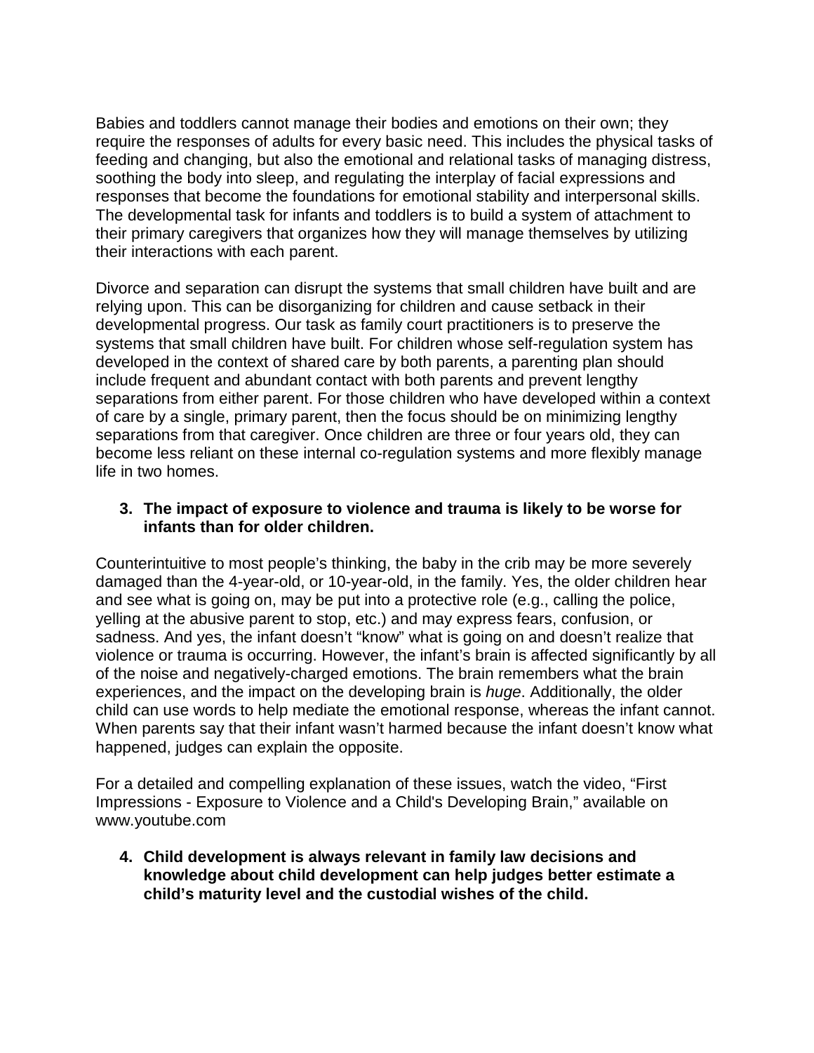Babies and toddlers cannot manage their bodies and emotions on their own; they require the responses of adults for every basic need. This includes the physical tasks of feeding and changing, but also the emotional and relational tasks of managing distress, soothing the body into sleep, and regulating the interplay of facial expressions and responses that become the foundations for emotional stability and interpersonal skills. The developmental task for infants and toddlers is to build a system of attachment to their primary caregivers that organizes how they will manage themselves by utilizing their interactions with each parent.

Divorce and separation can disrupt the systems that small children have built and are relying upon. This can be disorganizing for children and cause setback in their developmental progress. Our task as family court practitioners is to preserve the systems that small children have built. For children whose self-regulation system has developed in the context of shared care by both parents, a parenting plan should include frequent and abundant contact with both parents and prevent lengthy separations from either parent. For those children who have developed within a context of care by a single, primary parent, then the focus should be on minimizing lengthy separations from that caregiver. Once children are three or four years old, they can become less reliant on these internal co-regulation systems and more flexibly manage life in two homes.

3. **The impact of exposure to violence and trauma is likely to be worse for infants than for older children.**

Counterintuitive to most people's thinking, the baby in the crib may be more severely damaged than the 4-year-old, or 10-year-old, in the family. Yes, the older children hear and see what is going on, may be put into a protective role (e.g., calling the police, yelling at the abusive parent to stop, etc.) and may express fears, confusion, or sadness. And yes, the infant doesn't "know" what is going on and doesn't realize that violence or trauma is occurring. However, the infant's brain is affected significantly by all of the noise and negatively-charged emotions. The brain remembers what the brain experiences, and the impact on the developing brain is *huge*. Additionally, the older child can use words to help mediate the emotional response, whereas the infant cannot. When parents say that their infant wasn't harmed because the infant doesn't know what happened, judges can explain the opposite.

For a detailed and compelling explanation of these issues, watch the video, "First Impressions - Exposure to Violence and a Child's Developing Brain," available on www.youtube.com

4. **Child development is always relevant in family law decisions and knowledge about child development can help judges better estimate a child's maturity level and the custodial wishes of the child.**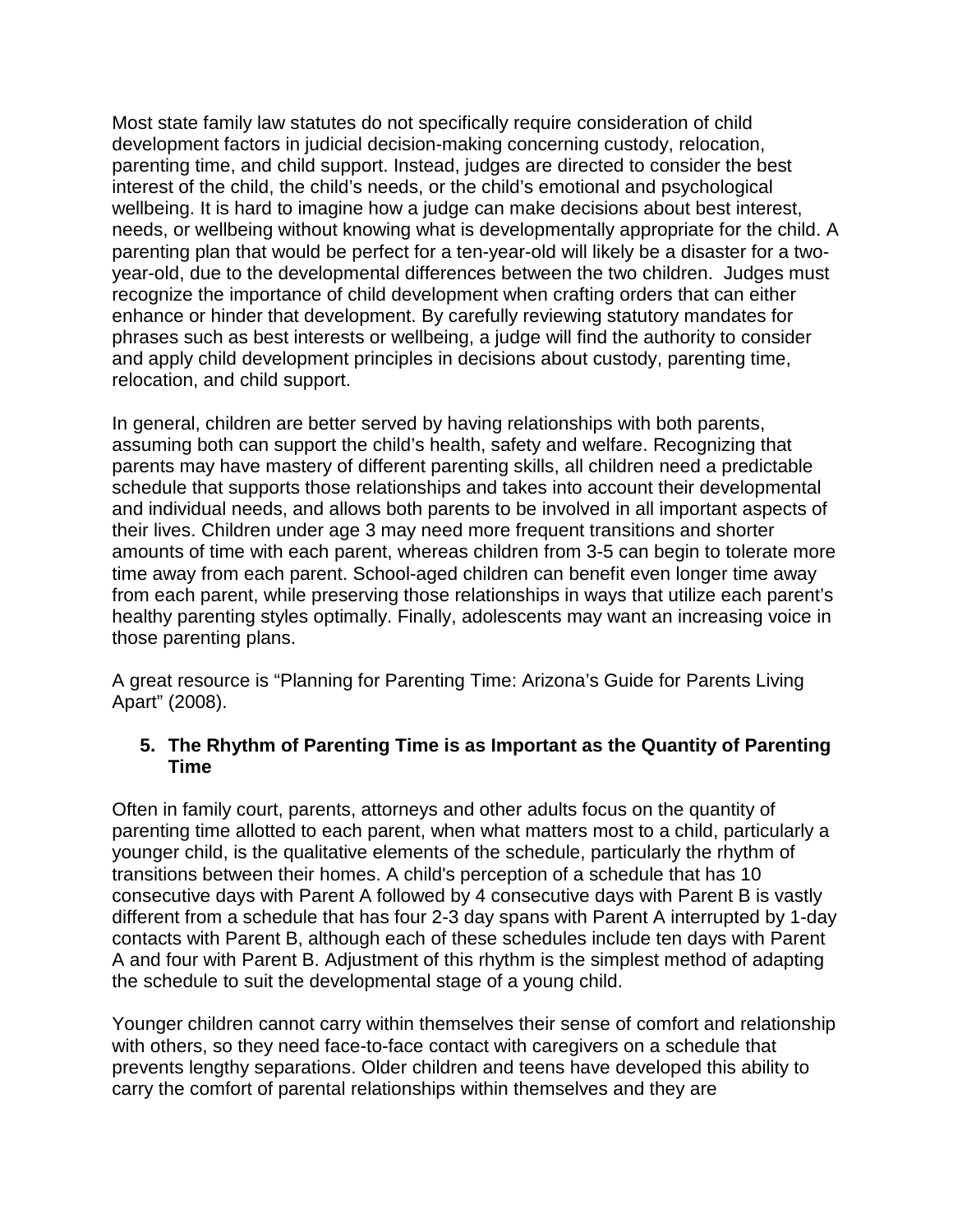Most state family law statutes do not specifically require consideration of child development factors in judicial decision-making concerning custody, relocation, parenting time, and child support. Instead, judges are directed to consider the best interest of the child, the child's needs, or the child's emotional and psychological wellbeing. It is hard to imagine how a judge can make decisions about best interest, needs, or wellbeing without knowing what is developmentally appropriate for the child. A parenting plan that would be perfect for a ten-year-old will likely be a disaster for a two-year-old, due to the developmental differences between the two children. Judges must recognize the importance of child development when crafting orders that can either enhance or hinder that development. By carefully reviewing statutory mandates for phrases such as best interests or wellbeing, a judge will find the authority to consider and apply child development principles in decisions about custody, parenting time, relocation, and child support.

In general, children are better served by having relationships with both parents, assuming both can support the child's health, safety and welfare. Recognizing that parents may have mastery of different parenting skills, all children need a predictable schedule that supports those relationships and takes into account their developmental and individual needs, and allows both parents to be involved in all important aspects of their lives. Children under age 3 may need more frequent transitions and shorter amounts of time with each parent, whereas children from 3-5 can begin to tolerate more time away from each parent. School-aged children can benefit even longer time away from each parent, while preserving those relationships in ways that utilize each parent's healthy parenting styles optimally. Finally, adolescents may want an increasing voice in those parenting plans.

A great resource is "Planning for Parenting Time: Arizona's Guide for Parents Living Apart" (2008).

### 5. The Rhythm of Parenting Time is as Important as the Quantity of Parenting Time

Often in family court, parents, attorneys and other adults focus on the quantity of parenting time allotted to each parent, when what matters most to a child, particularly a younger child, is the qualitative elements of the schedule, particularly the rhythm of transitions between their homes. A child's perception of a schedule that has 10 consecutive days with Parent A followed by 4 consecutive days with Parent B is vastly different from a schedule that has four 2-3 day spans with Parent A interrupted by 1-day contacts with Parent B, although each of these schedules include ten days with Parent A and four with Parent B. Adjustment of this rhythm is the simplest method of adapting the schedule to suit the developmental stage of a young child.

Younger children cannot carry within themselves their sense of comfort and relationship with others, so they need face-to-face contact with caregivers on a schedule that prevents lengthy separations. Older children and teens have developed this ability to carry the comfort of parental relationships within themselves and they are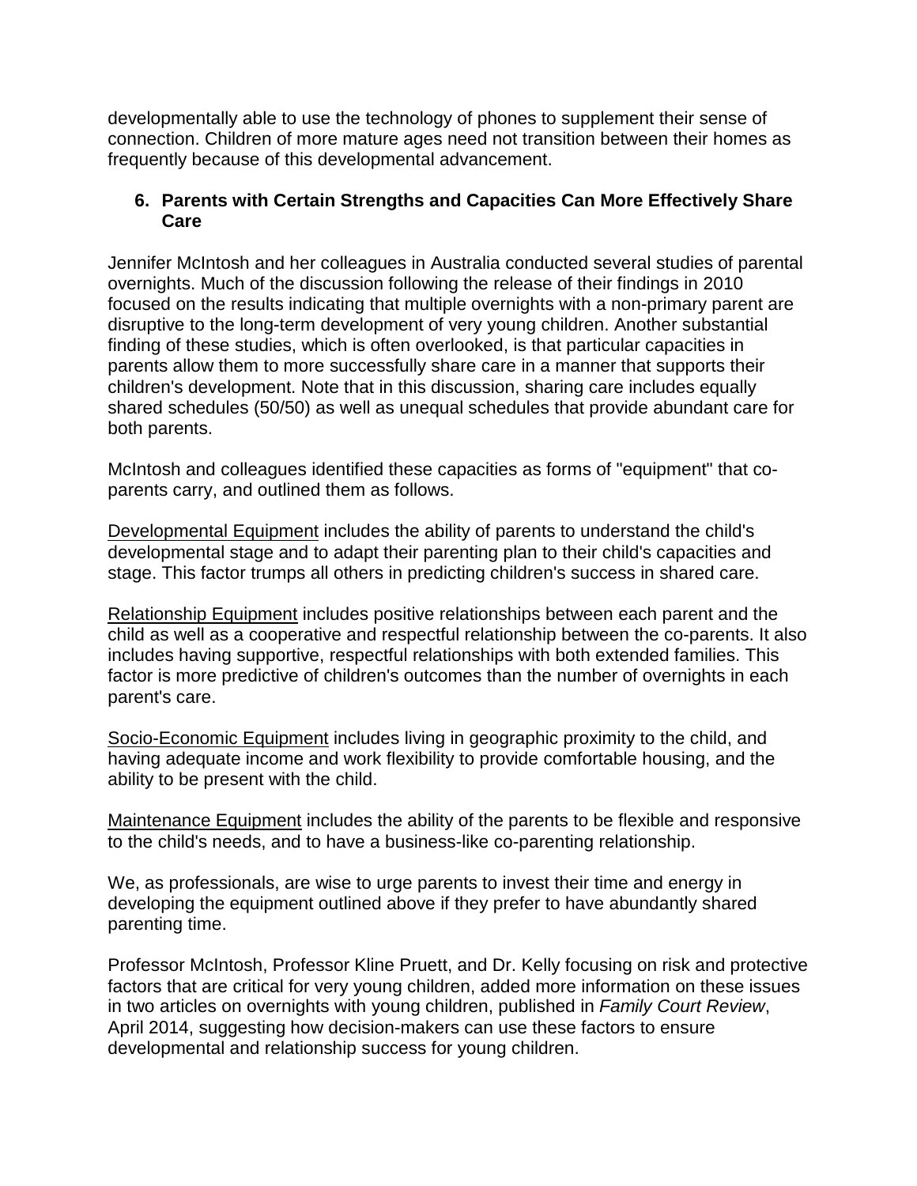developmentally able to use the technology of phones to supplement their sense of connection. Children of more mature ages need not transition between their homes as frequently because of this developmental advancement.

### 6. Parents with Certain Strengths and Capacities Can More Effectively Share Care

Jennifer McIntosh and her colleagues in Australia conducted several studies of parental overnights. Much of the discussion following the release of their findings in 2010 focused on the results indicating that multiple overnights with a non-primary parent are disruptive to the long-term development of very young children. Another substantial finding of these studies, which is often overlooked, is that particular capacities in parents allow them to more successfully share care in a manner that supports their children's development. Note that in this discussion, sharing care includes equally shared schedules (50/50) as well as unequal schedules that provide abundant care for both parents.

McIntosh and colleagues identified these capacities as forms of "equipment" that co-parents carry, and outlined them as follows.

<u>Developmental Equipment</u> includes the ability of parents to understand the child's developmental stage and to adapt their parenting plan to their child's capacities and stage. This factor trumps all others in predicting children's success in shared care.

<u>Relationship Equipment</u> includes positive relationships between each parent and the child as well as a cooperative and respectful relationship between the co-parents. It also includes having supportive, respectful relationships with both extended families. This factor is more predictive of children's outcomes than the number of overnights in each parent's care.

<u>Socio-Economic Equipment</u> includes living in geographic proximity to the child, and having adequate income and work flexibility to provide comfortable housing, and the ability to be present with the child.

<u>Maintenance Equipment</u> includes the ability of the parents to be flexible and responsive to the child's needs, and to have a business-like co-parenting relationship.

We, as professionals, are wise to urge parents to invest their time and energy in developing the equipment outlined above if they prefer to have abundantly shared parenting time.

Professor McIntosh, Professor Kline Pruett, and Dr. Kelly focusing on risk and protective factors that are critical for very young children, added more information on these issues in two articles on overnights with young children, published in *Family Court Review*, April 2014, suggesting how decision-makers can use these factors to ensure developmental and relationship success for young children.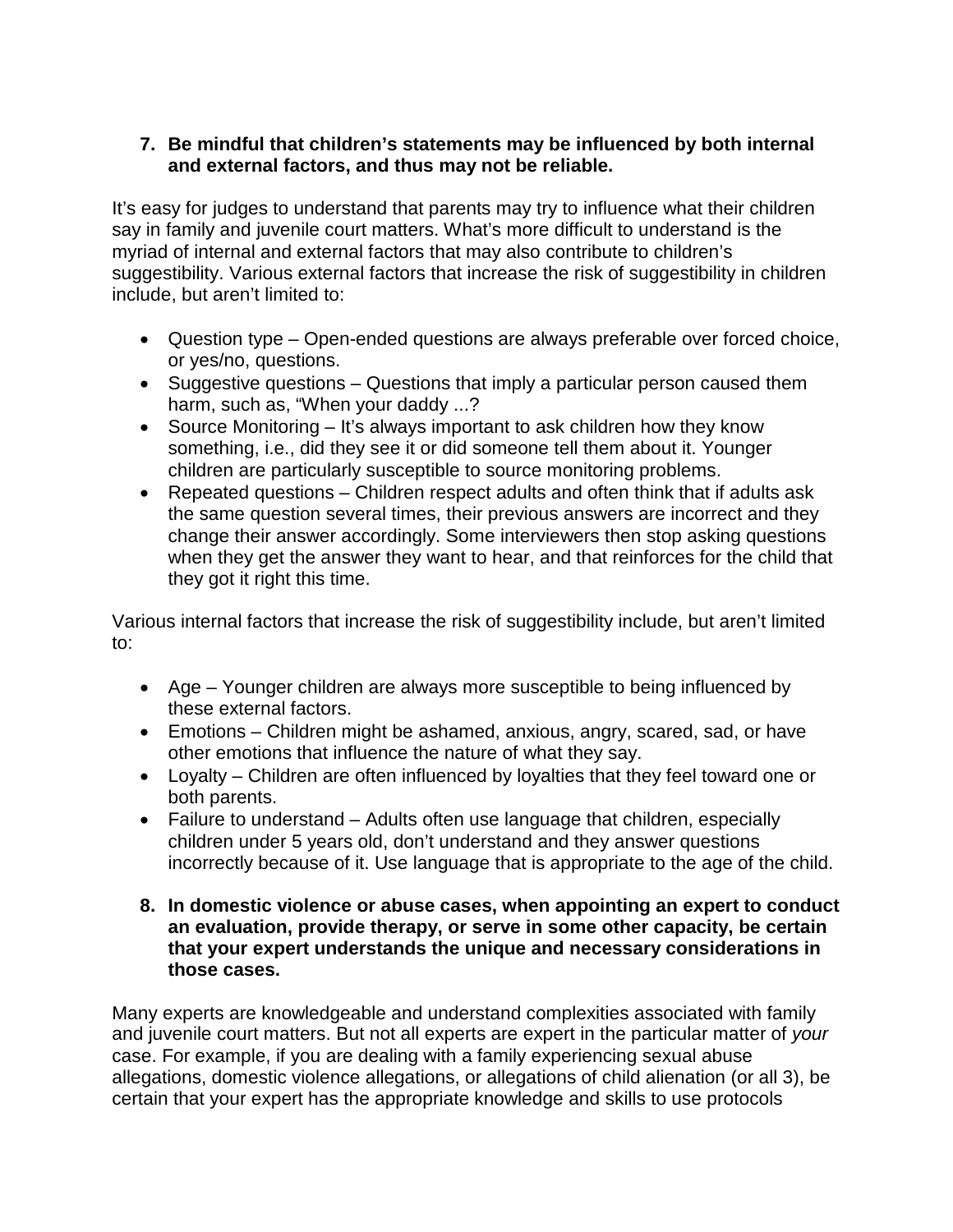7. **Be mindful that children's statements may be influenced by both internal and external factors, and thus may not be reliable.**

It's easy for judges to understand that parents may try to influence what their children say in family and juvenile court matters. What's more difficult to understand is the myriad of internal and external factors that may also contribute to children's suggestibility. Various external factors that increase the risk of suggestibility in children include, but aren't limited to:

- Question type – Open-ended questions are always preferable over forced choice, or yes/no, questions.
- Suggestive questions – Questions that imply a particular person caused them harm, such as, "When your daddy ...?
- Source Monitoring – It's always important to ask children how they know something, i.e., did they see it or did someone tell them about it. Younger children are particularly susceptible to source monitoring problems.
- Repeated questions – Children respect adults and often think that if adults ask the same question several times, their previous answers are incorrect and they change their answer accordingly. Some interviewers then stop asking questions when they get the answer they want to hear, and that reinforces for the child that they got it right this time.

Various internal factors that increase the risk of suggestibility include, but aren't limited to:

- Age – Younger children are always more susceptible to being influenced by these external factors.
- Emotions – Children might be ashamed, anxious, angry, scared, sad, or have other emotions that influence the nature of what they say.
- Loyalty – Children are often influenced by loyalties that they feel toward one or both parents.
- Failure to understand – Adults often use language that children, especially children under 5 years old, don't understand and they answer questions incorrectly because of it. Use language that is appropriate to the age of the child.

8. **In domestic violence or abuse cases, when appointing an expert to conduct an evaluation, provide therapy, or serve in some other capacity, be certain that your expert understands the unique and necessary considerations in those cases.**

Many experts are knowledgeable and understand complexities associated with family and juvenile court matters. But not all experts are expert in the particular matter of *your* case. For example, if you are dealing with a family experiencing sexual abuse allegations, domestic violence allegations, or allegations of child alienation (or all 3), be certain that your expert has the appropriate knowledge and skills to use protocols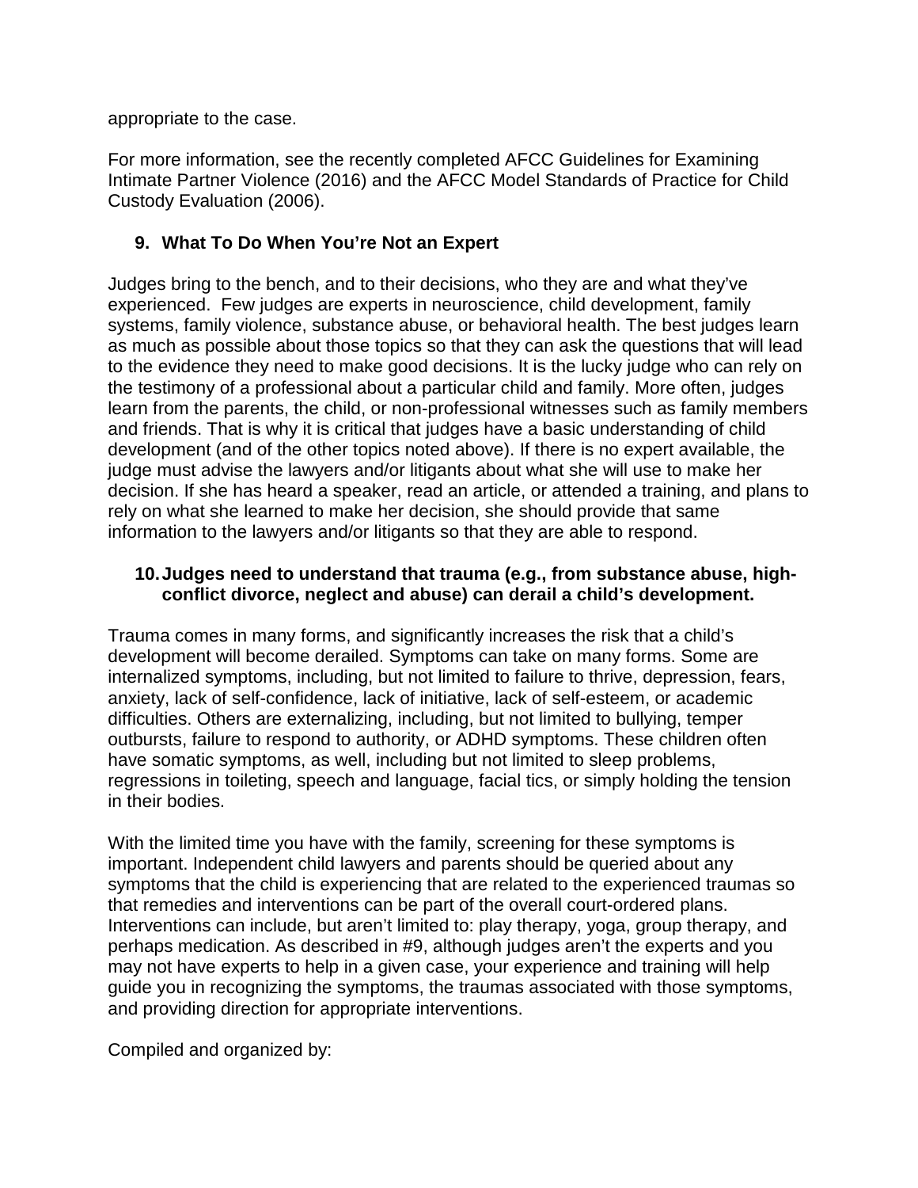appropriate to the case.

For more information, see the recently completed AFCC Guidelines for Examining Intimate Partner Violence (2016) and the AFCC Model Standards of Practice for Child Custody Evaluation (2006).

## 9. What To Do When You're Not an Expert

Judges bring to the bench, and to their decisions, who they are and what they've experienced. Few judges are experts in neuroscience, child development, family systems, family violence, substance abuse, or behavioral health. The best judges learn as much as possible about those topics so that they can ask the questions that will lead to the evidence they need to make good decisions. It is the lucky judge who can rely on the testimony of a professional about a particular child and family. More often, judges learn from the parents, the child, or non-professional witnesses such as family members and friends. That is why it is critical that judges have a basic understanding of child development (and of the other topics noted above). If there is no expert available, the judge must advise the lawyers and/or litigants about what she will use to make her decision. If she has heard a speaker, read an article, or attended a training, and plans to rely on what she learned to make her decision, she should provide that same information to the lawyers and/or litigants so that they are able to respond.

## 10. Judges need to understand that trauma (e.g., from substance abuse, high-conflict divorce, neglect and abuse) can derail a child's development.

Trauma comes in many forms, and significantly increases the risk that a child's development will become derailed. Symptoms can take on many forms. Some are internalized symptoms, including, but not limited to failure to thrive, depression, fears, anxiety, lack of self-confidence, lack of initiative, lack of self-esteem, or academic difficulties. Others are externalizing, including, but not limited to bullying, temper outbursts, failure to respond to authority, or ADHD symptoms. These children often have somatic symptoms, as well, including but not limited to sleep problems, regressions in toileting, speech and language, facial tics, or simply holding the tension in their bodies.

With the limited time you have with the family, screening for these symptoms is important. Independent child lawyers and parents should be queried about any symptoms that the child is experiencing that are related to the experienced traumas so that remedies and interventions can be part of the overall court-ordered plans. Interventions can include, but aren't limited to: play therapy, yoga, group therapy, and perhaps medication. As described in #9, although judges aren't the experts and you may not have experts to help in a given case, your experience and training will help guide you in recognizing the symptoms, the traumas associated with those symptoms, and providing direction for appropriate interventions.

Compiled and organized by: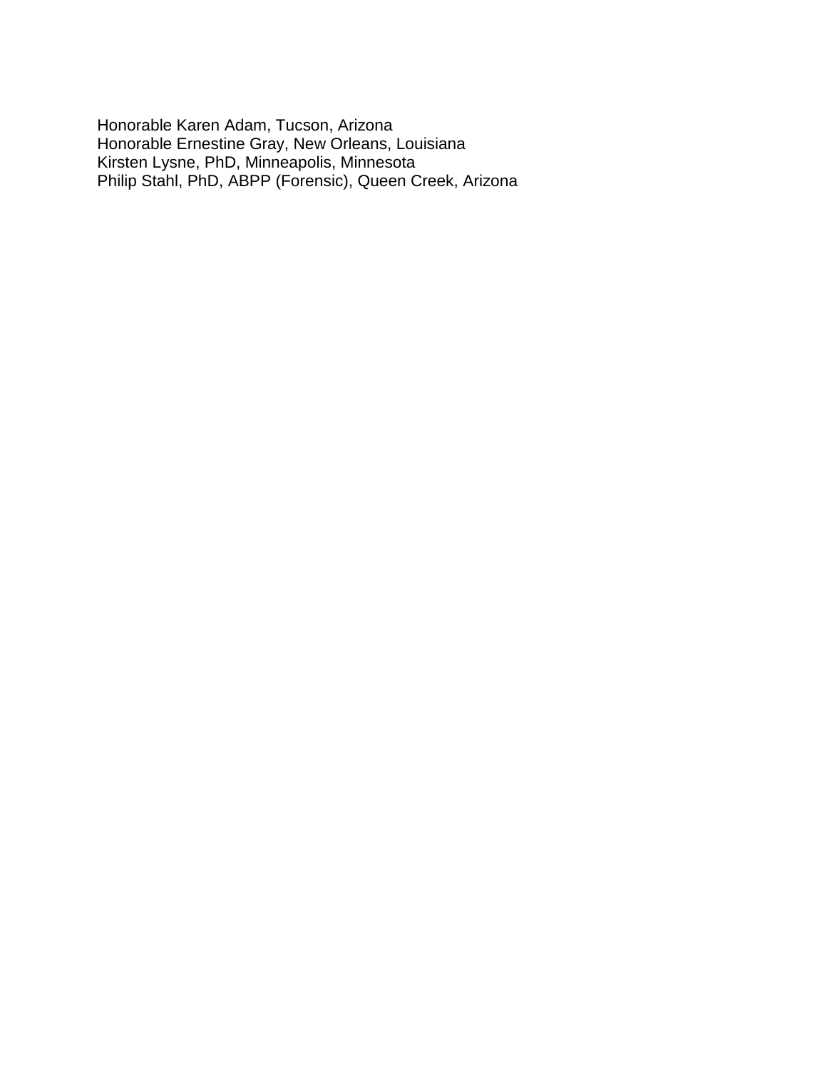Honorable Karen Adam, Tucson, Arizona
Honorable Ernestine Gray, New Orleans, Louisiana
Kirsten Lysne, PhD, Minneapolis, Minnesota
Philip Stahl, PhD, ABPP (Forensic), Queen Creek, Arizona